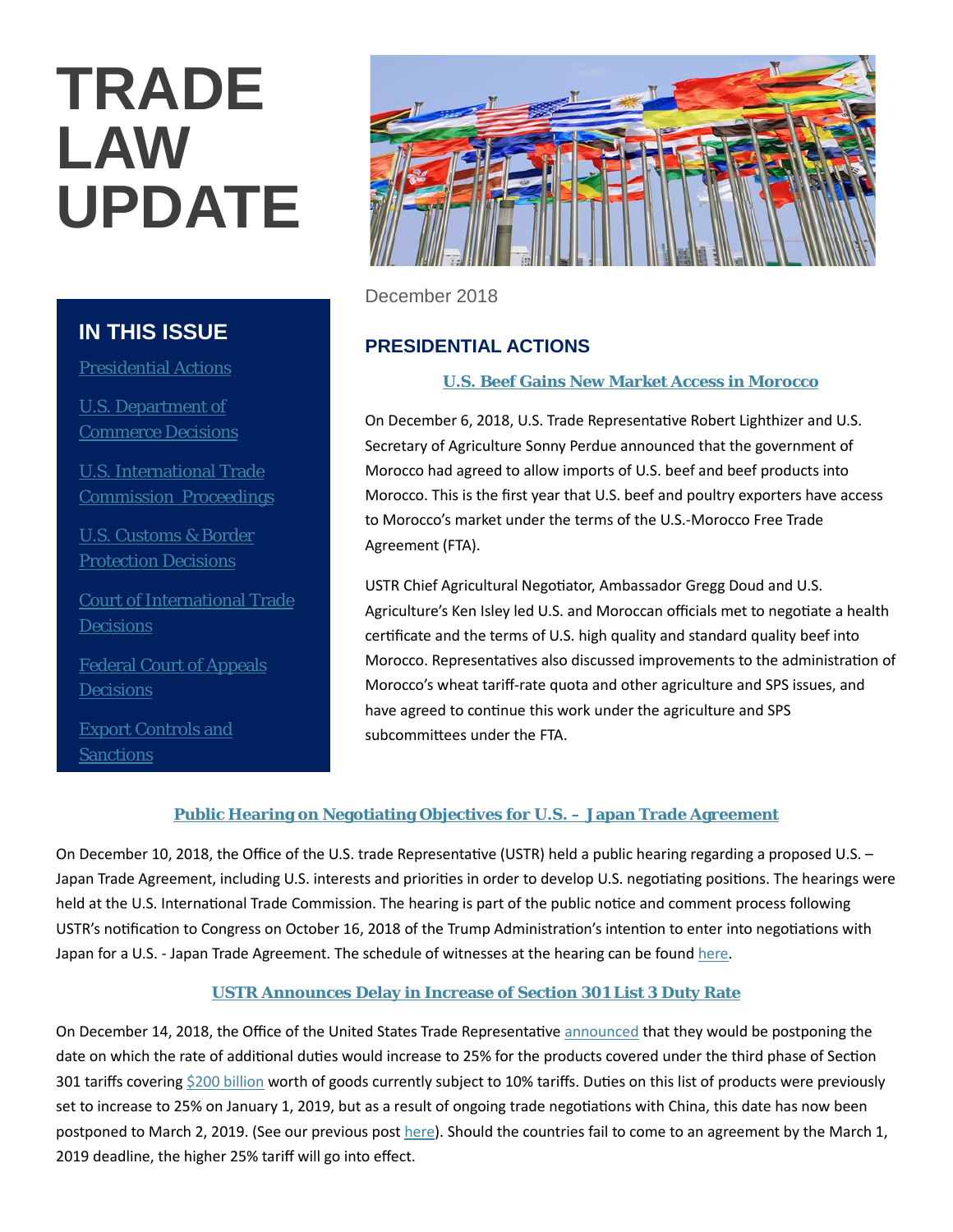# TRADE LAW UPDATE

## IN THIS ISSUE

- Presidential Actions
- U.S. Department of Commerce Decisions
- U.S. International Trade Commission Proceedings
- U.S. Customs & Border Protection Decisions
- Court of International Trade Decisions
- Federal Court of Appeals Decisions
- Export Controls and Sanctions

December 2018

## PRESIDENTIAL ACTIONS

### U.S. Beef Gains New Market Access in Morocco

On December 6, 2018, U.S. Trade Representative Robert Lighthizer and U.S. Secretary of Agriculture Sonny Perdue announced that the government of Morocco had agreed to allow imports of U.S. beef and beef products into Morocco. This is the first year that U.S. beef and poultry exporters have access to Morocco's market under the terms of the U.S.-Morocco Free Trade Agreement (FTA).

USTR Chief Agricultural Negotiator, Ambassador Gregg Doud and U.S. Agriculture's Ken Isley led U.S. and Moroccan officials met to negotiate a health certificate and the terms of U.S. high quality and standard quality beef into Morocco. Representatives also discussed improvements to the administration of Morocco's wheat tariff-rate quota and other agriculture and SPS issues, and have agreed to continue this work under the agriculture and SPS subcommittees under the FTA.

### Public Hearing on Negotiating Objectives for U.S. – Japan Trade Agreement

On December 10, 2018, the Office of the U.S. trade Representative (USTR) held a public hearing regarding a proposed U.S. – Japan Trade Agreement, including U.S. interests and priorities in order to develop U.S. negotiating positions. The hearings were held at the U.S. International Trade Commission. The hearing is part of the public notice and comment process following USTR's notification to Congress on October 16, 2018 of the Trump Administration's intention to enter into negotiations with Japan for a U.S. - Japan Trade Agreement. The schedule of witnesses at the hearing can be found here.

### USTR Announces Delay in Increase of Section 301 List 3 Duty Rate

On December 14, 2018, the Office of the United States Trade Representative announced that they would be postponing the date on which the rate of additional duties would increase to 25% for the products covered under the third phase of Section 301 tariffs covering $200 billion worth of goods currently subject to 10% tariffs. Duties on this list of products were previously set to increase to 25% on January 1, 2019, but as a result of ongoing trade negotiations with China, this date has now been postponed to March 2, 2019. (See our previous post here). Should the countries fail to come to an agreement by the March 1, 2019 deadline, the higher 25% tariff will go into effect.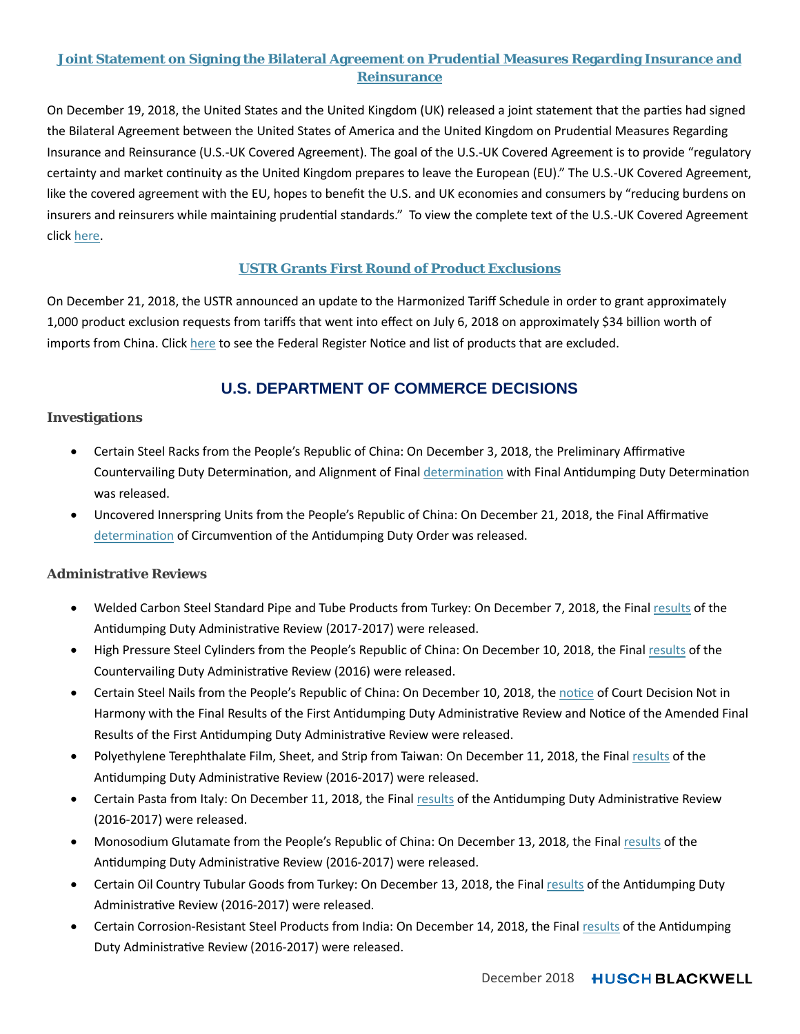### Joint Statement on Signing the Bilateral Agreement on Prudential Measures Regarding Insurance and Reinsurance

On December 19, 2018, the United States and the United Kingdom (UK) released a joint statement that the parties had signed the Bilateral Agreement between the United States of America and the United Kingdom on Prudential Measures Regarding Insurance and Reinsurance (U.S.-UK Covered Agreement). The goal of the U.S.-UK Covered Agreement is to provide "regulatory certainty and market continuity as the United Kingdom prepares to leave the European (EU)." The U.S.-UK Covered Agreement, like the covered agreement with the EU, hopes to benefit the U.S. and UK economies and consumers by "reducing burdens on insurers and reinsurers while maintaining prudential standards." To view the complete text of the U.S.-UK Covered Agreement click here.

### USTR Grants First Round of Product Exclusions

On December 21, 2018, the USTR announced an update to the Harmonized Tariff Schedule in order to grant approximately 1,000 product exclusion requests from tariffs that went into effect on July 6, 2018 on approximately $34 billion worth of imports from China. Click here to see the Federal Register Notice and list of products that are excluded.

## U.S. DEPARTMENT OF COMMERCE DECISIONS

### Investigations

- Certain Steel Racks from the People's Republic of China: On December 3, 2018, the Preliminary Affirmative Countervailing Duty Determination, and Alignment of Final determination with Final Antidumping Duty Determination was released.
- Uncovered Innerspring Units from the People's Republic of China: On December 21, 2018, the Final Affirmative determination of Circumvention of the Antidumping Duty Order was released.

### Administrative Reviews

- Welded Carbon Steel Standard Pipe and Tube Products from Turkey: On December 7, 2018, the Final results of the Antidumping Duty Administrative Review (2017-2017) were released.
- High Pressure Steel Cylinders from the People's Republic of China: On December 10, 2018, the Final results of the Countervailing Duty Administrative Review (2016) were released.
- Certain Steel Nails from the People's Republic of China: On December 10, 2018, the notice of Court Decision Not in Harmony with the Final Results of the First Antidumping Duty Administrative Review and Notice of the Amended Final Results of the First Antidumping Duty Administrative Review were released.
- Polyethylene Terephthalate Film, Sheet, and Strip from Taiwan: On December 11, 2018, the Final results of the Antidumping Duty Administrative Review (2016-2017) were released.
- Certain Pasta from Italy: On December 11, 2018, the Final results of the Antidumping Duty Administrative Review (2016-2017) were released.
- Monosodium Glutamate from the People's Republic of China: On December 13, 2018, the Final results of the Antidumping Duty Administrative Review (2016-2017) were released.
- Certain Oil Country Tubular Goods from Turkey: On December 13, 2018, the Final results of the Antidumping Duty Administrative Review (2016-2017) were released.
- Certain Corrosion-Resistant Steel Products from India: On December 14, 2018, the Final results of the Antidumping Duty Administrative Review (2016-2017) were released.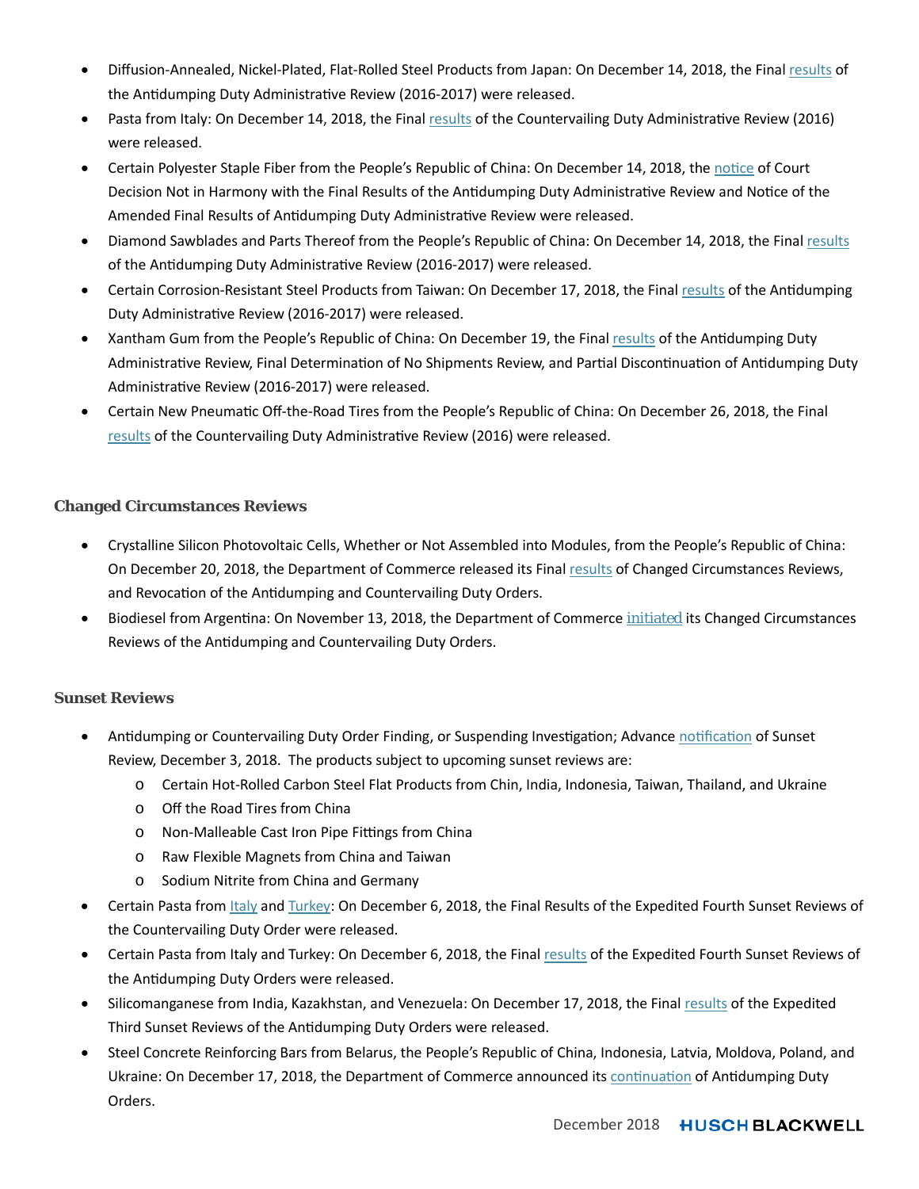- Diffusion-Annealed, Nickel-Plated, Flat-Rolled Steel Products from Japan: On December 14, 2018, the Final results of the Antidumping Duty Administrative Review (2016-2017) were released.
- Pasta from Italy: On December 14, 2018, the Final results of the Countervailing Duty Administrative Review (2016) were released.
- Certain Polyester Staple Fiber from the People's Republic of China: On December 14, 2018, the notice of Court Decision Not in Harmony with the Final Results of the Antidumping Duty Administrative Review and Notice of the Amended Final Results of Antidumping Duty Administrative Review were released.
- Diamond Sawblades and Parts Thereof from the People's Republic of China: On December 14, 2018, the Final results of the Antidumping Duty Administrative Review (2016-2017) were released.
- Certain Corrosion-Resistant Steel Products from Taiwan: On December 17, 2018, the Final results of the Antidumping Duty Administrative Review (2016-2017) were released.
- Xantham Gum from the People's Republic of China: On December 19, the Final results of the Antidumping Duty Administrative Review, Final Determination of No Shipments Review, and Partial Discontinuation of Antidumping Duty Administrative Review (2016-2017) were released.
- Certain New Pneumatic Off-the-Road Tires from the People's Republic of China: On December 26, 2018, the Final results of the Countervailing Duty Administrative Review (2016) were released.

### Changed Circumstances Reviews

- Crystalline Silicon Photovoltaic Cells, Whether or Not Assembled into Modules, from the People's Republic of China: On December 20, 2018, the Department of Commerce released its Final results of Changed Circumstances Reviews, and Revocation of the Antidumping and Countervailing Duty Orders.
- Biodiesel from Argentina: On November 13, 2018, the Department of Commerce initiated its Changed Circumstances Reviews of the Antidumping and Countervailing Duty Orders.

### Sunset Reviews

- Antidumping or Countervailing Duty Order Finding, or Suspending Investigation; Advance notification of Sunset Review, December 3, 2018. The products subject to upcoming sunset reviews are:
  - Certain Hot-Rolled Carbon Steel Flat Products from Chin, India, Indonesia, Taiwan, Thailand, and Ukraine
  - Off the Road Tires from China
  - Non-Malleable Cast Iron Pipe Fittings from China
  - Raw Flexible Magnets from China and Taiwan
  - Sodium Nitrite from China and Germany
- Certain Pasta from Italy and Turkey: On December 6, 2018, the Final Results of the Expedited Fourth Sunset Reviews of the Countervailing Duty Order were released.
- Certain Pasta from Italy and Turkey: On December 6, 2018, the Final results of the Expedited Fourth Sunset Reviews of the Antidumping Duty Orders were released.
- Silicomanganese from India, Kazakhstan, and Venezuela: On December 17, 2018, the Final results of the Expedited Third Sunset Reviews of the Antidumping Duty Orders were released.
- Steel Concrete Reinforcing Bars from Belarus, the People's Republic of China, Indonesia, Latvia, Moldova, Poland, and Ukraine: On December 17, 2018, the Department of Commerce announced its continuation of Antidumping Duty Orders.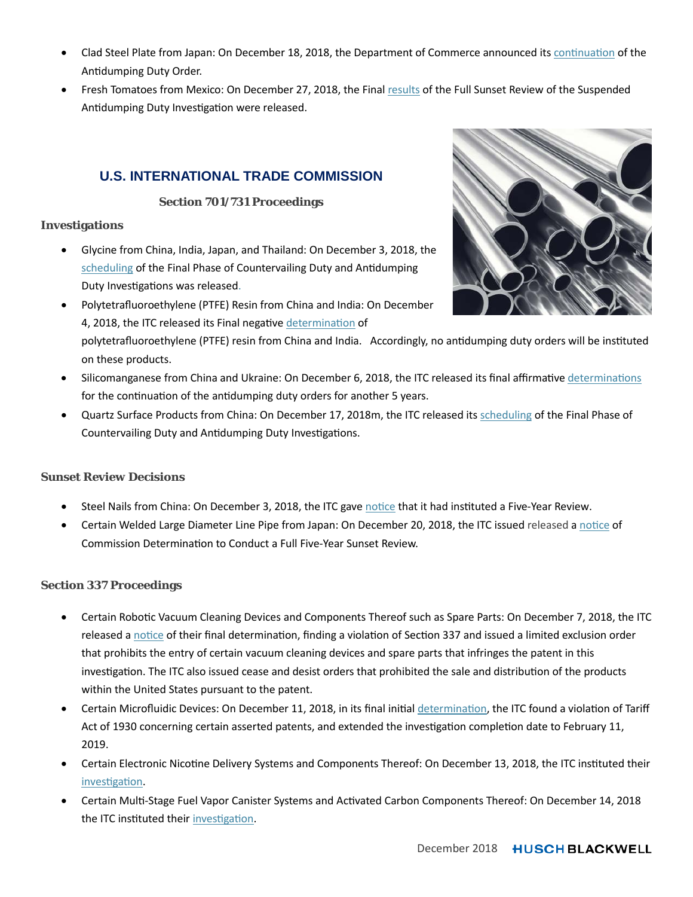- Clad Steel Plate from Japan: On December 18, 2018, the Department of Commerce announced its continuation of the Antidumping Duty Order.
- Fresh Tomatoes from Mexico: On December 27, 2018, the Final results of the Full Sunset Review of the Suspended Antidumping Duty Investigation were released.

## U.S. INTERNATIONAL TRADE COMMISSION

### Section 701/731 Proceedings

#### Investigations

- Glycine from China, India, Japan, and Thailand: On December 3, 2018, the scheduling of the Final Phase of Countervailing Duty and Antidumping Duty Investigations was released.
- Polytetrafluoroethylene (PTFE) Resin from China and India: On December 4, 2018, the ITC released its Final negative determination of polytetrafluoroethylene (PTFE) resin from China and India. Accordingly, no antidumping duty orders will be instituted on these products.
- Silicomanganese from China and Ukraine: On December 6, 2018, the ITC released its final affirmative determinations for the continuation of the antidumping duty orders for another 5 years.
- Quartz Surface Products from China: On December 17, 2018m, the ITC released its scheduling of the Final Phase of Countervailing Duty and Antidumping Duty Investigations.

#### Sunset Review Decisions

- Steel Nails from China: On December 3, 2018, the ITC gave notice that it had instituted a Five-Year Review.
- Certain Welded Large Diameter Line Pipe from Japan: On December 20, 2018, the ITC issued released a notice of Commission Determination to Conduct a Full Five-Year Sunset Review.

### Section 337 Proceedings

- Certain Robotic Vacuum Cleaning Devices and Components Thereof such as Spare Parts: On December 7, 2018, the ITC released a notice of their final determination, finding a violation of Section 337 and issued a limited exclusion order that prohibits the entry of certain vacuum cleaning devices and spare parts that infringes the patent in this investigation. The ITC also issued cease and desist orders that prohibited the sale and distribution of the products within the United States pursuant to the patent.
- Certain Microfluidic Devices: On December 11, 2018, in its final initial determination, the ITC found a violation of Tariff Act of 1930 concerning certain asserted patents, and extended the investigation completion date to February 11, 2019.
- Certain Electronic Nicotine Delivery Systems and Components Thereof: On December 13, 2018, the ITC instituted their investigation.
- Certain Multi-Stage Fuel Vapor Canister Systems and Activated Carbon Components Thereof: On December 14, 2018 the ITC instituted their investigation.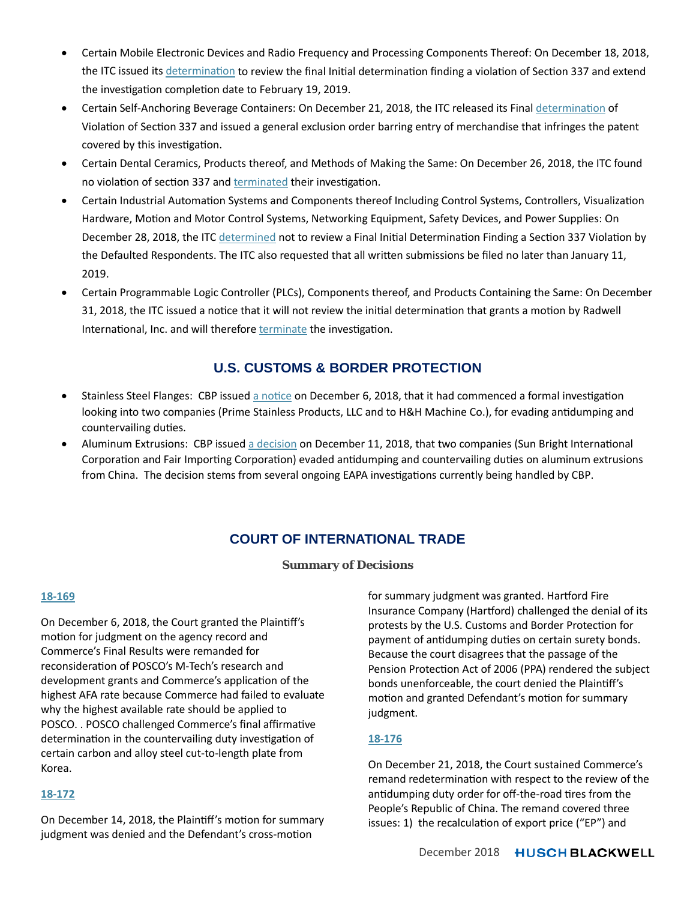- Certain Mobile Electronic Devices and Radio Frequency and Processing Components Thereof: On December 18, 2018, the ITC issued its determination to review the final Initial determination finding a violation of Section 337 and extend the investigation completion date to February 19, 2019.
- Certain Self-Anchoring Beverage Containers: On December 21, 2018, the ITC released its Final determination of Violation of Section 337 and issued a general exclusion order barring entry of merchandise that infringes the patent covered by this investigation.
- Certain Dental Ceramics, Products thereof, and Methods of Making the Same: On December 26, 2018, the ITC found no violation of section 337 and terminated their investigation.
- Certain Industrial Automation Systems and Components thereof Including Control Systems, Controllers, Visualization Hardware, Motion and Motor Control Systems, Networking Equipment, Safety Devices, and Power Supplies: On December 28, 2018, the ITC determined not to review a Final Initial Determination Finding a Section 337 Violation by the Defaulted Respondents. The ITC also requested that all written submissions be filed no later than January 11, 2019.
- Certain Programmable Logic Controller (PLCs), Components thereof, and Products Containing the Same: On December 31, 2018, the ITC issued a notice that it will not review the initial determination that grants a motion by Radwell International, Inc. and will therefore terminate the investigation.

## U.S. CUSTOMS & BORDER PROTECTION

- Stainless Steel Flanges: CBP issued a notice on December 6, 2018, that it had commenced a formal investigation looking into two companies (Prime Stainless Products, LLC and to H&H Machine Co.), for evading antidumping and countervailing duties.
- Aluminum Extrusions: CBP issued a decision on December 11, 2018, that two companies (Sun Bright International Corporation and Fair Importing Corporation) evaded antidumping and countervailing duties on aluminum extrusions from China. The decision stems from several ongoing EAPA investigations currently being handled by CBP.

## COURT OF INTERNATIONAL TRADE

### Summary of Decisions

**18-169**

On December 6, 2018, the Court granted the Plaintiff's motion for judgment on the agency record and Commerce's Final Results were remanded for reconsideration of POSCO's M-Tech's research and development grants and Commerce's application of the highest AFA rate because Commerce had failed to evaluate why the highest available rate should be applied to POSCO. . POSCO challenged Commerce's final affirmative determination in the countervailing duty investigation of certain carbon and alloy steel cut-to-length plate from Korea.

**18-172**

On December 14, 2018, the Plaintiff's motion for summary judgment was denied and the Defendant's cross-motion for summary judgment was granted. Hartford Fire Insurance Company (Hartford) challenged the denial of its protests by the U.S. Customs and Border Protection for payment of antidumping duties on certain surety bonds. Because the court disagrees that the passage of the Pension Protection Act of 2006 (PPA) rendered the subject bonds unenforceable, the court denied the Plaintiff's motion and granted Defendant's motion for summary judgment.

**18-176**

On December 21, 2018, the Court sustained Commerce's remand redetermination with respect to the review of the antidumping duty order for off-the-road tires from the People's Republic of China. The remand covered three issues: 1) the recalculation of export price ("EP") and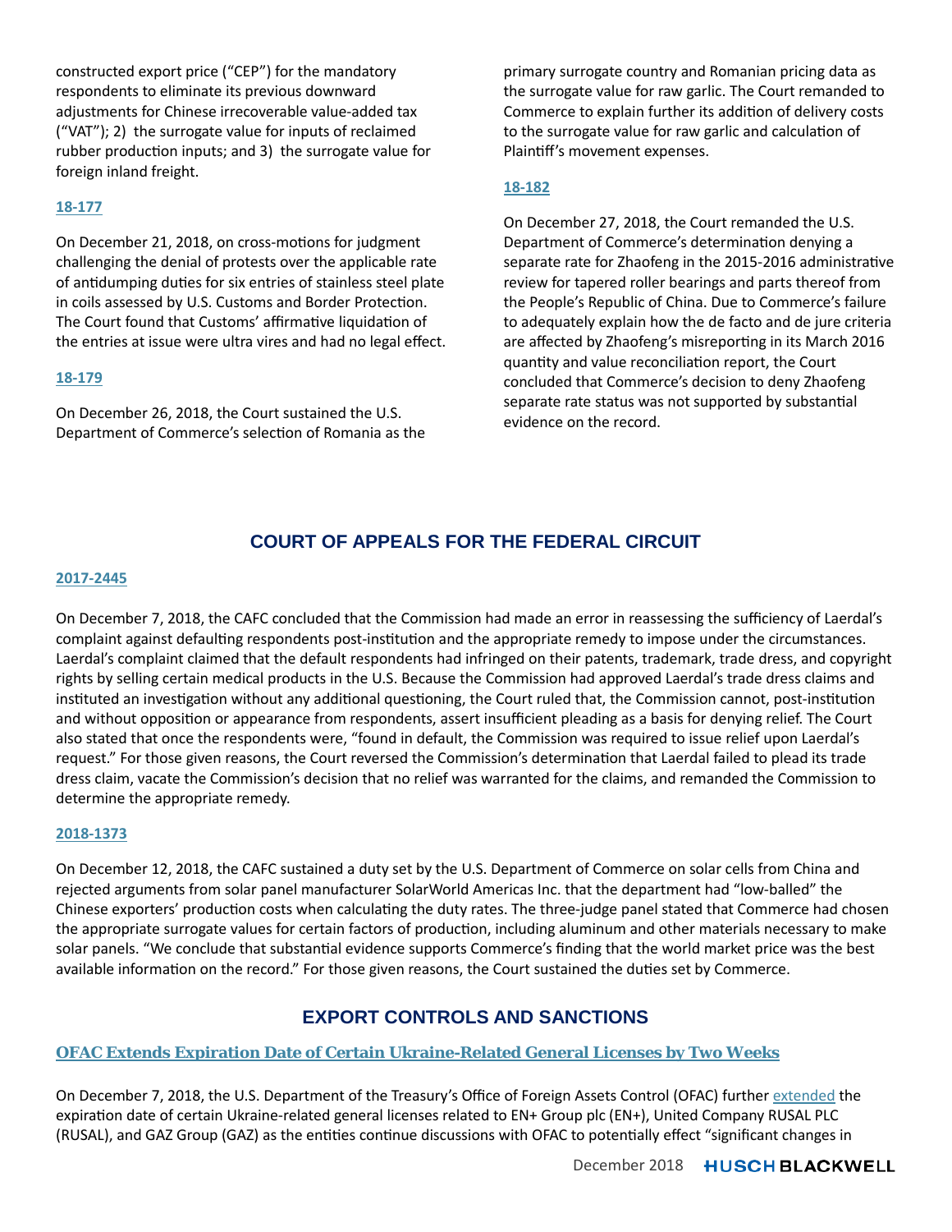constructed export price ("CEP") for the mandatory respondents to eliminate its previous downward adjustments for Chinese irrecoverable value-added tax ("VAT"); 2) the surrogate value for inputs of reclaimed rubber production inputs; and 3) the surrogate value for foreign inland freight.

**18-177**

On December 21, 2018, on cross-motions for judgment challenging the denial of protests over the applicable rate of antidumping duties for six entries of stainless steel plate in coils assessed by U.S. Customs and Border Protection. The Court found that Customs' affirmative liquidation of the entries at issue were ultra vires and had no legal effect.

**18-179**

On December 26, 2018, the Court sustained the U.S. Department of Commerce's selection of Romania as the primary surrogate country and Romanian pricing data as the surrogate value for raw garlic. The Court remanded to Commerce to explain further its addition of delivery costs to the surrogate value for raw garlic and calculation of Plaintiff's movement expenses.

**18-182**

On December 27, 2018, the Court remanded the U.S. Department of Commerce's determination denying a separate rate for Zhaofeng in the 2015-2016 administrative review for tapered roller bearings and parts thereof from the People's Republic of China. Due to Commerce's failure to adequately explain how the de facto and de jure criteria are affected by Zhaofeng's misreporting in its March 2016 quantity and value reconciliation report, the Court concluded that Commerce's decision to deny Zhaofeng separate rate status was not supported by substantial evidence on the record.

## COURT OF APPEALS FOR THE FEDERAL CIRCUIT

**2017-2445**

On December 7, 2018, the CAFC concluded that the Commission had made an error in reassessing the sufficiency of Laerdal's complaint against defaulting respondents post-institution and the appropriate remedy to impose under the circumstances. Laerdal's complaint claimed that the default respondents had infringed on their patents, trademark, trade dress, and copyright rights by selling certain medical products in the U.S. Because the Commission had approved Laerdal's trade dress claims and instituted an investigation without any additional questioning, the Court ruled that, the Commission cannot, post-institution and without opposition or appearance from respondents, assert insufficient pleading as a basis for denying relief. The Court also stated that once the respondents were, "found in default, the Commission was required to issue relief upon Laerdal's request." For those given reasons, the Court reversed the Commission's determination that Laerdal failed to plead its trade dress claim, vacate the Commission's decision that no relief was warranted for the claims, and remanded the Commission to determine the appropriate remedy.

**2018-1373**

On December 12, 2018, the CAFC sustained a duty set by the U.S. Department of Commerce on solar cells from China and rejected arguments from solar panel manufacturer SolarWorld Americas Inc. that the department had "low-balled" the Chinese exporters' production costs when calculating the duty rates. The three-judge panel stated that Commerce had chosen the appropriate surrogate values for certain factors of production, including aluminum and other materials necessary to make solar panels. "We conclude that substantial evidence supports Commerce's finding that the world market price was the best available information on the record." For those given reasons, the Court sustained the duties set by Commerce.

## EXPORT CONTROLS AND SANCTIONS

### OFAC Extends Expiration Date of Certain Ukraine-Related General Licenses by Two Weeks

On December 7, 2018, the U.S. Department of the Treasury's Office of Foreign Assets Control (OFAC) further extended the expiration date of certain Ukraine-related general licenses related to EN+ Group plc (EN+), United Company RUSAL PLC (RUSAL), and GAZ Group (GAZ) as the entities continue discussions with OFAC to potentially effect "significant changes in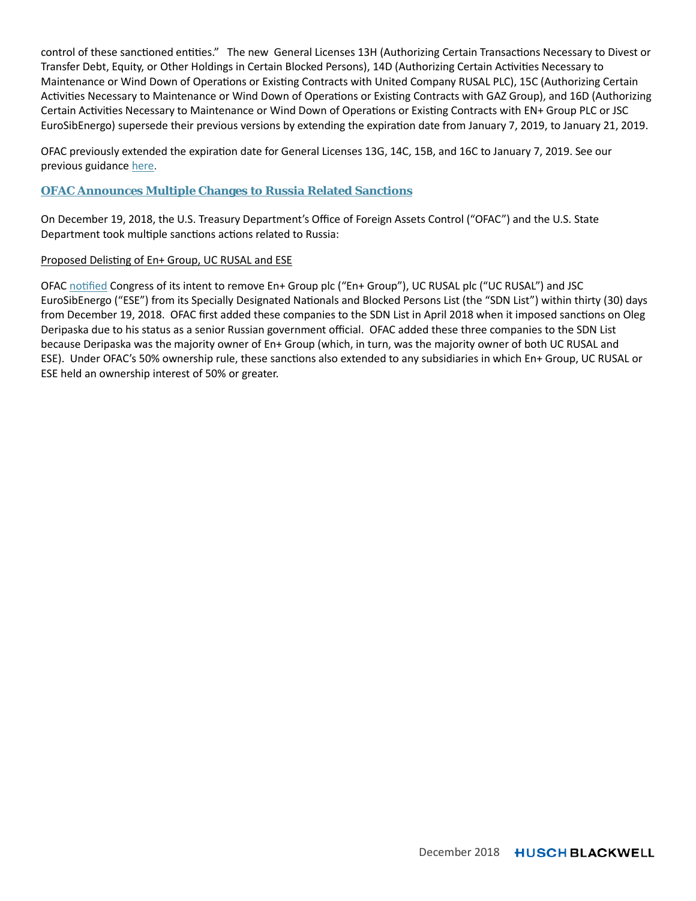control of these sanctioned entities." The new General Licenses 13H (Authorizing Certain Transactions Necessary to Divest or Transfer Debt, Equity, or Other Holdings in Certain Blocked Persons), 14D (Authorizing Certain Activities Necessary to Maintenance or Wind Down of Operations or Existing Contracts with United Company RUSAL PLC), 15C (Authorizing Certain Activities Necessary to Maintenance or Wind Down of Operations or Existing Contracts with GAZ Group), and 16D (Authorizing Certain Activities Necessary to Maintenance or Wind Down of Operations or Existing Contracts with EN+ Group PLC or JSC EuroSibEnergo) supersede their previous versions by extending the expiration date from January 7, 2019, to January 21, 2019.

OFAC previously extended the expiration date for General Licenses 13G, 14C, 15B, and 16C to January 7, 2019. See our previous guidance here.

### OFAC Announces Multiple Changes to Russia Related Sanctions

On December 19, 2018, the U.S. Treasury Department's Office of Foreign Assets Control ("OFAC") and the U.S. State Department took multiple sanctions actions related to Russia:

Proposed Delisting of En+ Group, UC RUSAL and ESE

OFAC notified Congress of its intent to remove En+ Group plc ("En+ Group"), UC RUSAL plc ("UC RUSAL") and JSC EuroSibEnergo ("ESE") from its Specially Designated Nationals and Blocked Persons List (the "SDN List") within thirty (30) days from December 19, 2018. OFAC first added these companies to the SDN List in April 2018 when it imposed sanctions on Oleg Deripaska due to his status as a senior Russian government official. OFAC added these three companies to the SDN List because Deripaska was the majority owner of En+ Group (which, in turn, was the majority owner of both UC RUSAL and ESE). Under OFAC's 50% ownership rule, these sanctions also extended to any subsidiaries in which En+ Group, UC RUSAL or ESE held an ownership interest of 50% or greater.